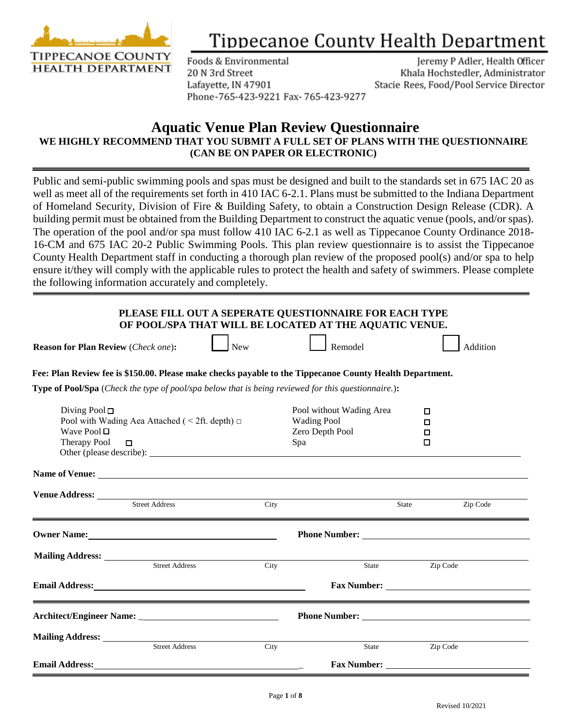# Tippecanoe County Health Department

TIPPECANOE COUNTY HEALTH DEPARTMENT

Foods & Environmental
20 N 3rd Street
Lafayette, IN 47901
Phone-765-423-9221 Fax- 765-423-9277

Jeremy P Adler, Health Officer
Khala Hochstedler, Administrator
Stacie Rees, Food/Pool Service Director

## Aquatic Venue Plan Review Questionnaire

**WE HIGHLY RECOMMEND THAT YOU SUBMIT A FULL SET OF PLANS WITH THE QUESTIONNAIRE (CAN BE ON PAPER OR ELECTRONIC)**

Public and semi-public swimming pools and spas must be designed and built to the standards set in 675 IAC 20 as well as meet all of the requirements set forth in 410 IAC 6-2.1. Plans must be submitted to the Indiana Department of Homeland Security, Division of Fire & Building Safety, to obtain a Construction Design Release (CDR). A building permit must be obtained from the Building Department to construct the aquatic venue (pools, and/or spas). The operation of the pool and/or spa must follow 410 IAC 6-2.1 as well as Tippecanoe County Ordinance 2018-16-CM and 675 IAC 20-2 Public Swimming Pools. This plan review questionnaire is to assist the Tippecanoe County Health Department staff in conducting a thorough plan review of the proposed pool(s) and/or spa to help ensure it/they will comply with the applicable rules to protect the health and safety of swimmers. Please complete the following information accurately and completely.

**PLEASE FILL OUT A SEPERATE QUESTIONNAIRE FOR EACH TYPE OF POOL/SPA THAT WILL BE LOCATED AT THE AQUATIC VENUE.**

**Reason for Plan Review** (*Check one*): ☐ New ☐ Remodel ☐ Addition

**Fee: Plan Review fee is $150.00. Please make checks payable to the Tippecanoe County Health Department.**

**Type of Pool/Spa** (*Check the type of pool/spa below that is being reviewed for this questionnaire.*)**:**

- Diving Pool ☐
- Pool with Wading Aea Attached ( < 2ft. depth) ☐
- Wave Pool ☐
- Therapy Pool ☐
- Pool without Wading Area ☐
- Wading Pool ☐
- Zero Depth Pool ☐
- Spa ☐
- Other (please describe): ______________________________

**Name of Venue:** ______________________________

**Venue Address:** ______________________________
Street Address City State Zip Code

**Owner Name:** ______________________________ **Phone Number:** ______________________________

**Mailing Address:** ______________________________
Street Address City State Zip Code

**Email Address:** ______________________________ **Fax Number:** ______________________________

**Architect/Engineer Name:** ______________________________ **Phone Number:** ______________________________

**Mailing Address:** ______________________________
Street Address City State Zip Code

**Email Address:** ______________________________ **Fax Number:** ______________________________

Revised 10/2021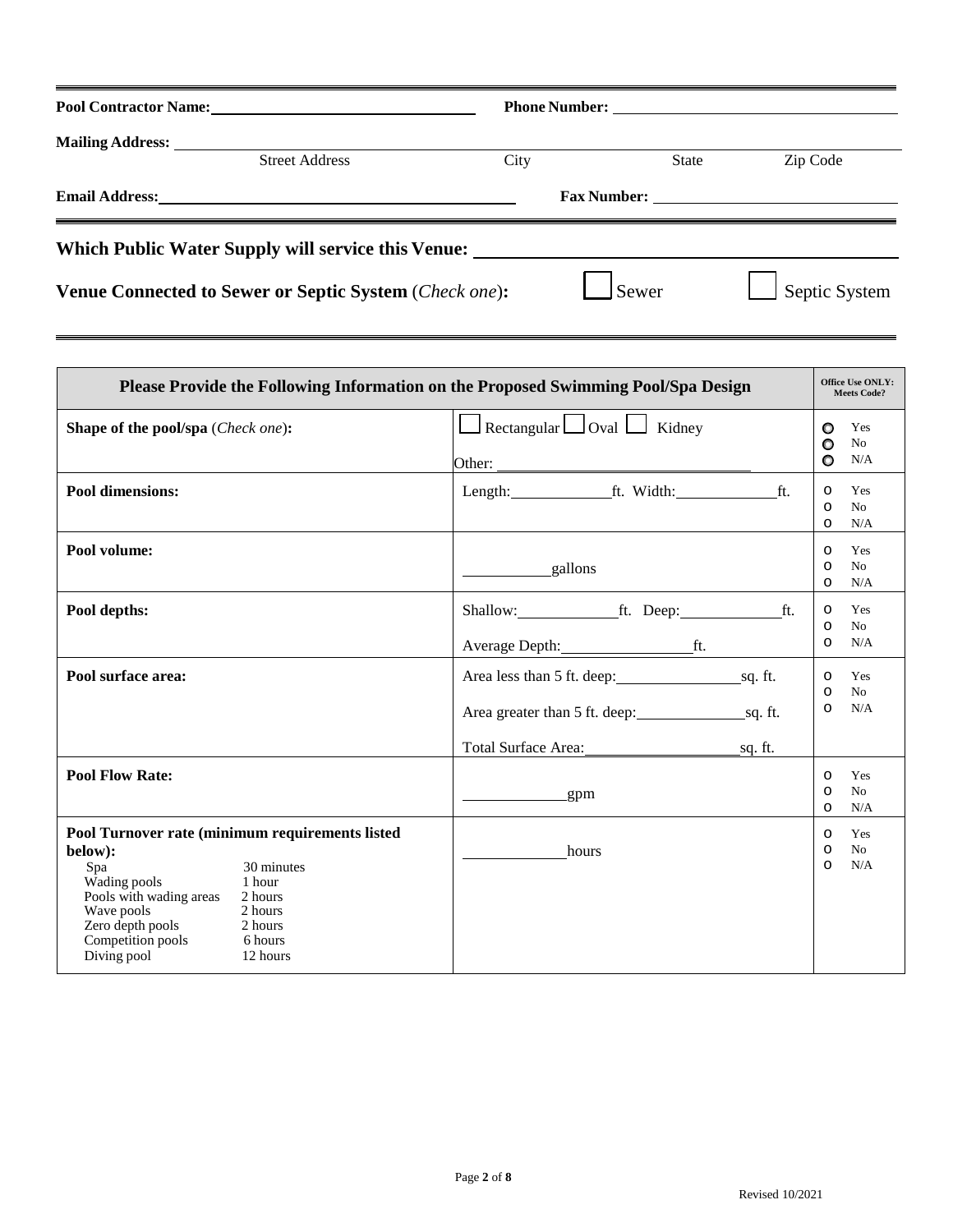**Pool Contractor Name:** ______________________ **Phone Number:** ______________________

**Mailing Address:** ______________________

Street Address | City | State | Zip Code

**Email Address:** ______________________ **Fax Number:** ______________________

**Which Public Water Supply will service this Venue:** ______________________

**Venue Connected to Sewer or Septic System** (*Check one*)**:** ☐ Sewer ☐ Septic System

| Please Provide the Following Information on the Proposed Swimming Pool/Spa Design | | Office Use ONLY: Meets Code? |
|---|---|---|
| **Shape of the pool/spa** (*Check one*)**:** | ☐ Rectangular ☐ Oval ☐ Kidney<br>Other: ______________ | ○ Yes<br>○ No<br>○ N/A |
| **Pool dimensions:** | Length: ________ ft. Width: ________ ft. | ○ Yes<br>○ No<br>○ N/A |
| **Pool volume:** | ________ gallons | ○ Yes<br>○ No<br>○ N/A |
| **Pool depths:** | Shallow: ________ ft. Deep: ________ ft.<br>Average Depth: ________ ft. | ○ Yes<br>○ No<br>○ N/A |
| **Pool surface area:** | Area less than 5 ft. deep: ________ sq. ft.<br>Area greater than 5 ft. deep: ________ sq. ft.<br>Total Surface Area: ________ sq. ft. | ○ Yes<br>○ No<br>○ N/A |
| **Pool Flow Rate:** | ________ gpm | ○ Yes<br>○ No<br>○ N/A |
| **Pool Turnover rate (minimum requirements listed below):**<br>Spa 30 minutes<br>Wading pools 1 hour<br>Pools with wading areas 2 hours<br>Wave pools 2 hours<br>Zero depth pools 2 hours<br>Competition pools 6 hours<br>Diving pool 12 hours | ________ hours | ○ Yes<br>○ No<br>○ N/A |

Revised 10/2021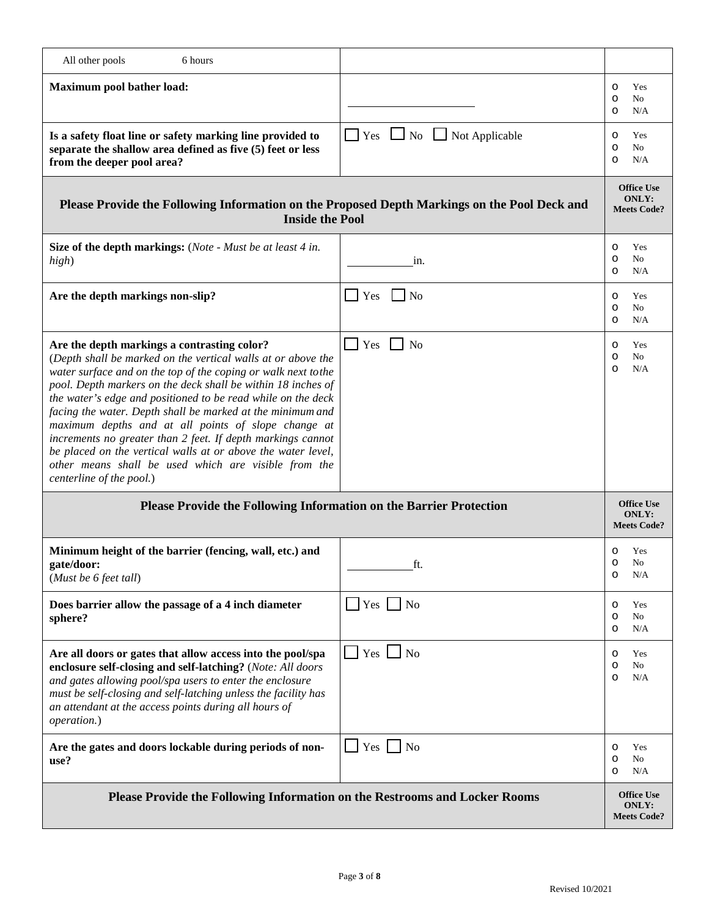| | | |
|---|---|---|
| All other pools 6 hours | | |
| **Maximum pool bather load:** | \_\_\_\_\_\_\_\_\_\_\_\_\_\_\_\_\_\_\_\_ | o Yes<br>o No<br>o N/A |
| **Is a safety float line or safety marking line provided to separate the shallow area defined as five (5) feet or less from the deeper pool area?** | ☐ Yes ☐ No ☐ Not Applicable | o Yes<br>o No<br>o N/A |
| **Please Provide the Following Information on the Proposed Depth Markings on the Pool Deck and Inside the Pool** | | **Office Use ONLY: Meets Code?** |
| **Size of the depth markings:** (*Note - Must be at least 4 in. high*) | \_\_\_\_\_\_\_\_\_\_in. | o Yes<br>o No<br>o N/A |
| **Are the depth markings non-slip?** | ☐ Yes ☐ No | o Yes<br>o No<br>o N/A |
| **Are the depth markings a contrasting color?**<br>(*Depth shall be marked on the vertical walls at or above the water surface and on the top of the coping or walk next to the pool. Depth markers on the deck shall be within 18 inches of the water's edge and positioned to be read while on the deck facing the water. Depth shall be marked at the minimum and maximum depths and at all points of slope change at increments no greater than 2 feet. If depth markings cannot be placed on the vertical walls at or above the water level, other means shall be used which are visible from the centerline of the pool.*) | ☐ Yes ☐ No | o Yes<br>o No<br>o N/A |
| **Please Provide the Following Information on the Barrier Protection** | | **Office Use ONLY: Meets Code?** |
| **Minimum height of the barrier (fencing, wall, etc.) and gate/door:**<br>(*Must be 6 feet tall*) | \_\_\_\_\_\_\_\_\_\_ft. | o Yes<br>o No<br>o N/A |
| **Does barrier allow the passage of a 4 inch diameter sphere?** | ☐ Yes ☐ No | o Yes<br>o No<br>o N/A |
| **Are all doors or gates that allow access into the pool/spa enclosure self-closing and self-latching?** (*Note: All doors and gates allowing pool/spa users to enter the enclosure must be self-closing and self-latching unless the facility has an attendant at the access points during all hours of operation.*) | ☐ Yes ☐ No | o Yes<br>o No<br>o N/A |
| **Are the gates and doors lockable during periods of non-use?** | ☐ Yes ☐ No | o Yes<br>o No<br>o N/A |
| **Please Provide the Following Information on the Restrooms and Locker Rooms** | | **Office Use ONLY: Meets Code?** |

Revised 10/2021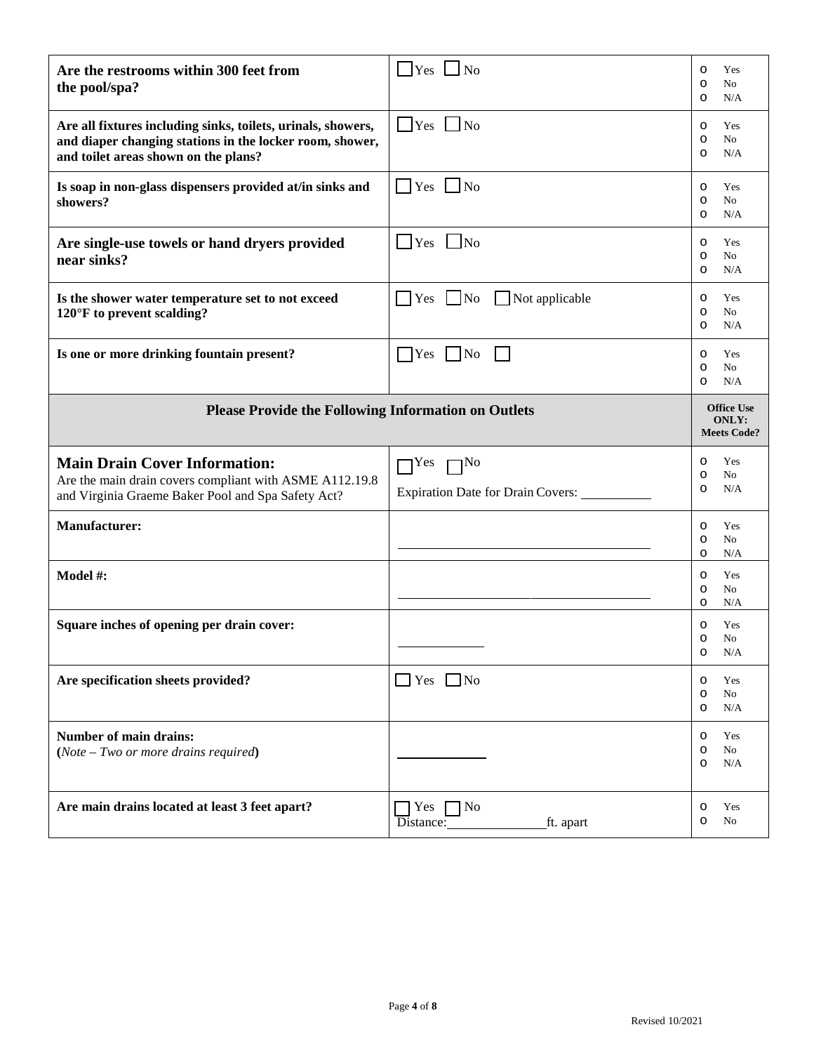| Are the restrooms within 300 feet from the pool/spa? | ☐ Yes ☐ No | o Yes<br>o No<br>o N/A |
|---|---|---|
| **Are all fixtures including sinks, toilets, urinals, showers, and diaper changing stations in the locker room, shower, and toilet areas shown on the plans?** | ☐ Yes ☐ No | o Yes<br>o No<br>o N/A |
| **Is soap in non-glass dispensers provided at/in sinks and showers?** | ☐ Yes ☐ No | o Yes<br>o No<br>o N/A |
| **Are single-use towels or hand dryers provided near sinks?** | ☐ Yes ☐ No | o Yes<br>o No<br>o N/A |
| **Is the shower water temperature set to not exceed 120°F to prevent scalding?** | ☐ Yes ☐ No ☐ Not applicable | o Yes<br>o No<br>o N/A |
| **Is one or more drinking fountain present?** | ☐ Yes ☐ No ☐ | o Yes<br>o No<br>o N/A |
| **Please Provide the Following Information on Outlets** | | **Office Use ONLY: Meets Code?** |
| **Main Drain Cover Information:**<br>Are the main drain covers compliant with ASME A112.19.8 and Virginia Graeme Baker Pool and Spa Safety Act? | ☐ Yes ☐ No<br>Expiration Date for Drain Covers: ________ | o Yes<br>o No<br>o N/A |
| **Manufacturer:** | ____________________ | o Yes<br>o No<br>o N/A |
| **Model #:** | ____________________ | o Yes<br>o No<br>o N/A |
| **Square inches of opening per drain cover:** | __________ | o Yes<br>o No<br>o N/A |
| **Are specification sheets provided?** | ☐ Yes ☐ No | o Yes<br>o No<br>o N/A |
| **Number of main drains:**<br>**(***Note – Two or more drains required***)** | __________ | o Yes<br>o No<br>o N/A |
| **Are main drains located at least 3 feet apart?** | ☐ Yes ☐ No<br>Distance: __________ ft. apart | o Yes<br>o No |

Revised 10/2021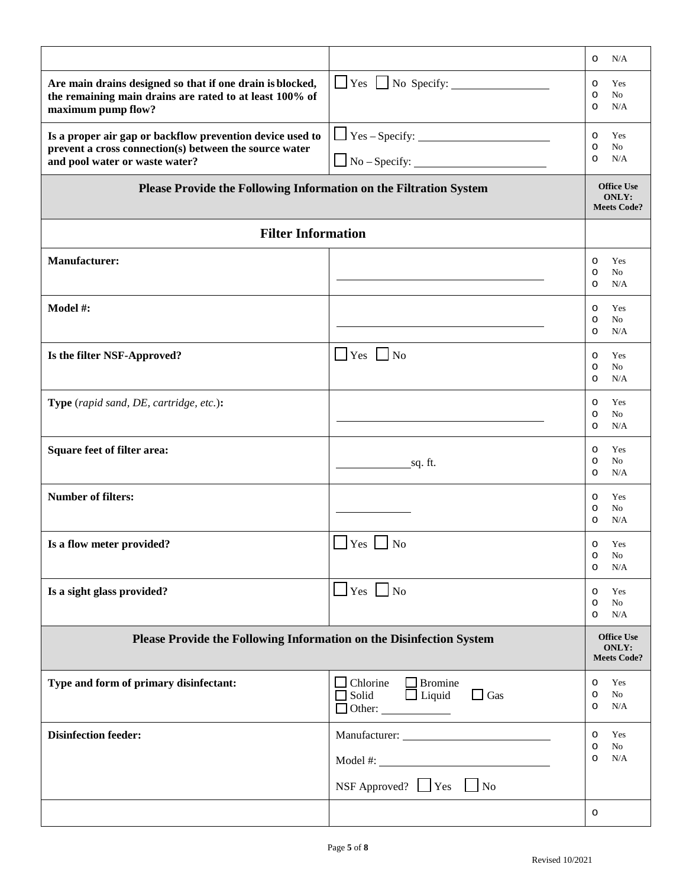| | | |
|---|---|---|
| | | o N/A |
| **Are main drains designed so that if one drain is blocked, the remaining main drains are rated to at least 100% of maximum pump flow?** | ☐ Yes ☐ No Specify: ________________ | o Yes<br>o No<br>o N/A |
| **Is a proper air gap or backflow prevention device used to prevent a cross connection(s) between the source water and pool water or waste water?** | ☐ Yes – Specify: ____________________<br>☐ No – Specify: ____________________ | o Yes<br>o No<br>o N/A |
| **Please Provide the Following Information on the Filtration System** | | **Office Use ONLY: Meets Code?** |
| **Filter Information** | | |
| **Manufacturer:** | ______________________________ | o Yes<br>o No<br>o N/A |
| **Model #:** | ______________________________ | o Yes<br>o No<br>o N/A |
| **Is the filter NSF-Approved?** | ☐ Yes ☐ No | o Yes<br>o No<br>o N/A |
| **Type** (*rapid sand, DE, cartridge, etc.*)**:** | ______________________________ | o Yes<br>o No<br>o N/A |
| **Square feet of filter area:** | __________ sq. ft. | o Yes<br>o No<br>o N/A |
| **Number of filters:** | __________ | o Yes<br>o No<br>o N/A |
| **Is a flow meter provided?** | ☐ Yes ☐ No | o Yes<br>o No<br>o N/A |
| **Is a sight glass provided?** | ☐ Yes ☐ No | o Yes<br>o No<br>o N/A |
| **Please Provide the Following Information on the Disinfection System** | | **Office Use ONLY: Meets Code?** |
| **Type and form of primary disinfectant:** | ☐ Chlorine ☐ Bromine<br>☐ Solid ☐ Liquid ☐ Gas<br>☐ Other: __________ | o Yes<br>o No<br>o N/A |
| **Disinfection feeder:** | Manufacturer: ____________________<br>Model #: ____________________<br>NSF Approved? ☐ Yes ☐ No | o Yes<br>o No<br>o N/A |
| | | o |

Revised 10/2021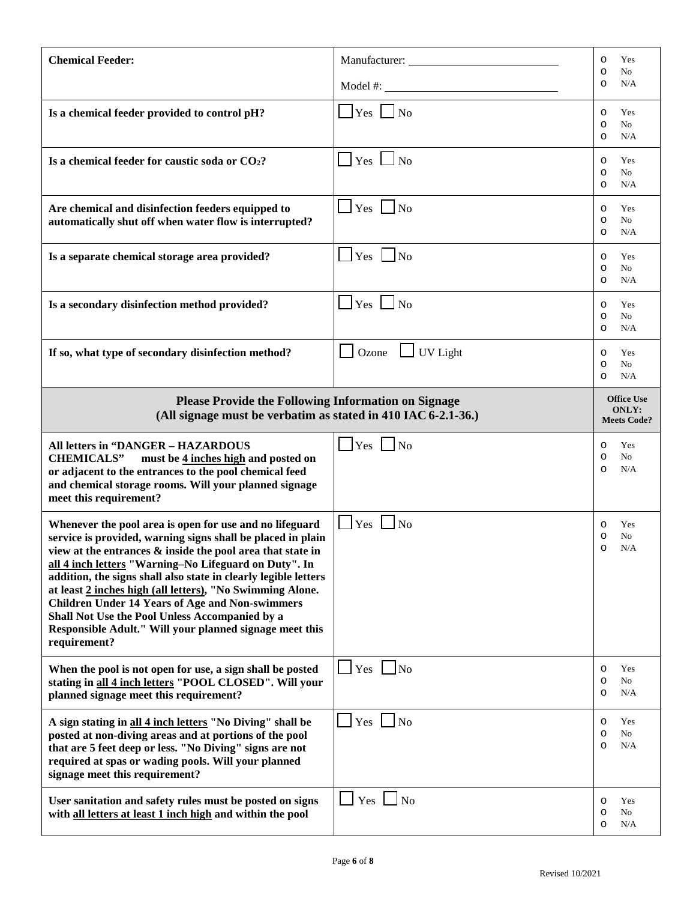| **Chemical Feeder:** | Manufacturer: ______________________ Model #: ______________________ | o Yes o No o N/A |
|---|---|---|
| **Is a chemical feeder provided to control pH?** | ☐ Yes ☐ No | o Yes o No o N/A |
| **Is a chemical feeder for caustic soda or $CO_2$?** | ☐ Yes ☐ No | o Yes o No o N/A |
| **Are chemical and disinfection feeders equipped to automatically shut off when water flow is interrupted?** | ☐ Yes ☐ No | o Yes o No o N/A |
| **Is a separate chemical storage area provided?** | ☐ Yes ☐ No | o Yes o No o N/A |
| **Is a secondary disinfection method provided?** | ☐ Yes ☐ No | o Yes o No o N/A |
| **If so, what type of secondary disinfection method?** | ☐ Ozone ☐ UV Light | o Yes o No o N/A |
| **Please Provide the Following Information on Signage (All signage must be verbatim as stated in 410 IAC 6-2.1-36.)** | | **Office Use ONLY: Meets Code?** |
| **All letters in "DANGER – HAZARDOUS CHEMICALS" must be 4 inches high and posted on or adjacent to the entrances to the pool chemical feed and chemical storage rooms. Will your planned signage meet this requirement?** | ☐ Yes ☐ No | o Yes o No o N/A |
| **Whenever the pool area is open for use and no lifeguard service is provided, warning signs shall be placed in plain view at the entrances & inside the pool area that state in all 4 inch letters "Warning–No Lifeguard on Duty". In addition, the signs shall also state in clearly legible letters at least 2 inches high (all letters), "No Swimming Alone. Children Under 14 Years of Age and Non-swimmers Shall Not Use the Pool Unless Accompanied by a Responsible Adult." Will your planned signage meet this requirement?** | ☐ Yes ☐ No | o Yes o No o N/A |
| **When the pool is not open for use, a sign shall be posted stating in all 4 inch letters "POOL CLOSED". Will your planned signage meet this requirement?** | ☐ Yes ☐ No | o Yes o No o N/A |
| **A sign stating in all 4 inch letters "No Diving" shall be posted at non-diving areas and at portions of the pool that are 5 feet deep or less. "No Diving" signs are not required at spas or wading pools. Will your planned signage meet this requirement?** | ☐ Yes ☐ No | o Yes o No o N/A |
| **User sanitation and safety rules must be posted on signs with all letters at least 1 inch high and within the pool** | ☐ Yes ☐ No | o Yes o No o N/A |

Revised 10/2021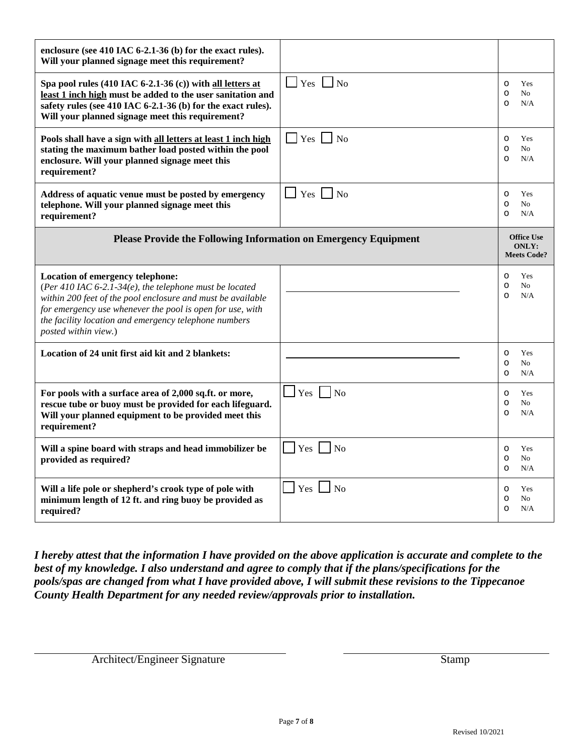| | | |
|---|---|---|
| **enclosure (see 410 IAC 6-2.1-36 (b) for the exact rules). Will your planned signage meet this requirement?** | | |
| **Spa pool rules (410 IAC 6-2.1-36 (c)) with all letters at least 1 inch high must be added to the user sanitation and safety rules (see 410 IAC 6-2.1-36 (b) for the exact rules). Will your planned signage meet this requirement?** | ☐ Yes ☐ No | o Yes<br>o No<br>o N/A |
| **Pools shall have a sign with all letters at least 1 inch high stating the maximum bather load posted within the pool enclosure. Will your planned signage meet this requirement?** | ☐ Yes ☐ No | o Yes<br>o No<br>o N/A |
| **Address of aquatic venue must be posted by emergency telephone. Will your planned signage meet this requirement?** | ☐ Yes ☐ No | o Yes<br>o No<br>o N/A |
| **Please Provide the Following Information on Emergency Equipment** | | **Office Use ONLY: Meets Code?** |
| **Location of emergency telephone:**<br>*(Per 410 IAC 6-2.1-34(e), the telephone must be located within 200 feet of the pool enclosure and must be available for emergency use whenever the pool is open for use, with the facility location and emergency telephone numbers posted within view.)* | ______________________ | o Yes<br>o No<br>o N/A |
| **Location of 24 unit first aid kit and 2 blankets:** | ______________________ | o Yes<br>o No<br>o N/A |
| **For pools with a surface area of 2,000 sq.ft. or more, rescue tube or buoy must be provided for each lifeguard. Will your planned equipment to be provided meet this requirement?** | ☐ Yes ☐ No | o Yes<br>o No<br>o N/A |
| **Will a spine board with straps and head immobilizer be provided as required?** | ☐ Yes ☐ No | o Yes<br>o No<br>o N/A |
| **Will a life pole or shepherd's crook type of pole with minimum length of 12 ft. and ring buoy be provided as required?** | ☐ Yes ☐ No | o Yes<br>o No<br>o N/A |

***I hereby attest that the information I have provided on the above application is accurate and complete to the best of my knowledge. I also understand and agree to comply that if the plans/specifications for the pools/spas are changed from what I have provided above, I will submit these revisions to the Tippecanoe County Health Department for any needed review/approvals prior to installation.***

______________________________ Architect/Engineer Signature

______________________________ Stamp

Revised 10/2021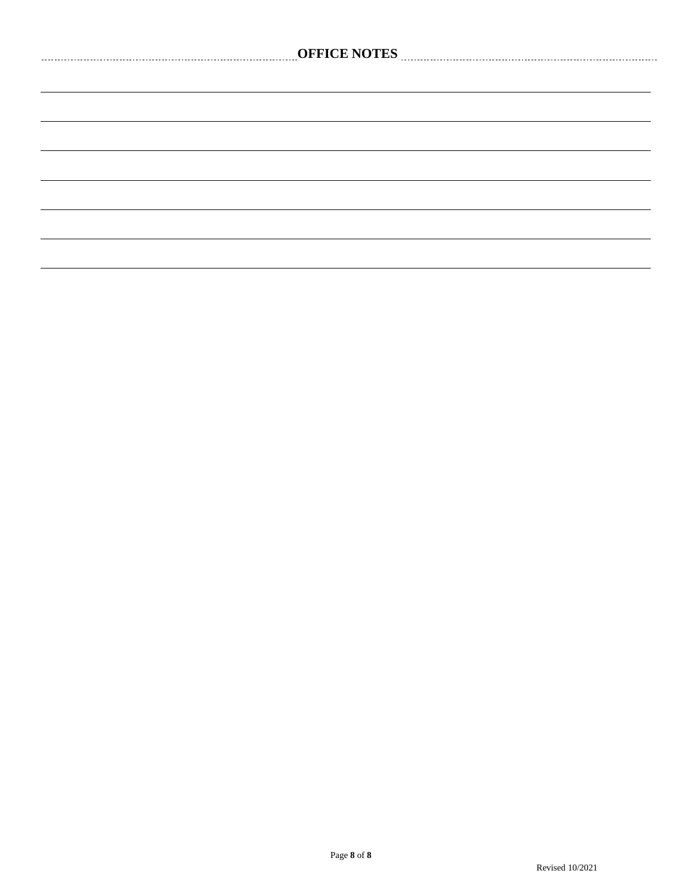## OFFICE NOTES